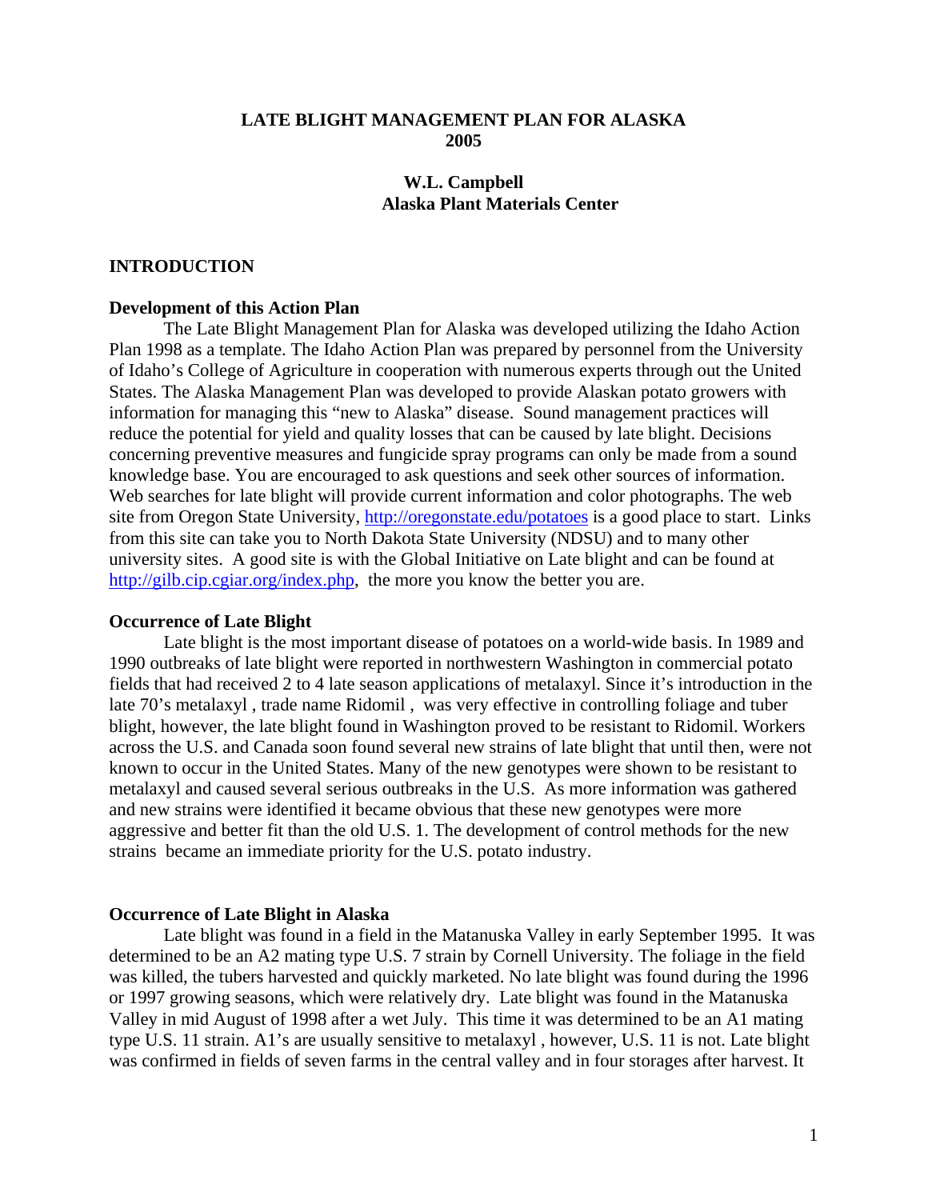# LATE BLIGHT MANAGEMENT PLAN FOR ALASKA 2005

**W.L. Campbell**
**Alaska Plant Materials Center**

## INTRODUCTION

### Development of this Action Plan

The Late Blight Management Plan for Alaska was developed utilizing the Idaho Action Plan 1998 as a template. The Idaho Action Plan was prepared by personnel from the University of Idaho's College of Agriculture in cooperation with numerous experts through out the United States. The Alaska Management Plan was developed to provide Alaskan potato growers with information for managing this "new to Alaska" disease. Sound management practices will reduce the potential for yield and quality losses that can be caused by late blight. Decisions concerning preventive measures and fungicide spray programs can only be made from a sound knowledge base. You are encouraged to ask questions and seek other sources of information. Web searches for late blight will provide current information and color photographs. The web site from Oregon State University, http://oregonstate.edu/potatoes is a good place to start. Links from this site can take you to North Dakota State University (NDSU) and to many other university sites. A good site is with the Global Initiative on Late blight and can be found at http://gilb.cip.cgiar.org/index.php, the more you know the better you are.

### Occurrence of Late Blight

Late blight is the most important disease of potatoes on a world-wide basis. In 1989 and 1990 outbreaks of late blight were reported in northwestern Washington in commercial potato fields that had received 2 to 4 late season applications of metalaxyl. Since it's introduction in the late 70's metalaxyl , trade name Ridomil , was very effective in controlling foliage and tuber blight, however, the late blight found in Washington proved to be resistant to Ridomil. Workers across the U.S. and Canada soon found several new strains of late blight that until then, were not known to occur in the United States. Many of the new genotypes were shown to be resistant to metalaxyl and caused several serious outbreaks in the U.S. As more information was gathered and new strains were identified it became obvious that these new genotypes were more aggressive and better fit than the old U.S. 1. The development of control methods for the new strains became an immediate priority for the U.S. potato industry.

### Occurrence of Late Blight in Alaska

Late blight was found in a field in the Matanuska Valley in early September 1995. It was determined to be an A2 mating type U.S. 7 strain by Cornell University. The foliage in the field was killed, the tubers harvested and quickly marketed. No late blight was found during the 1996 or 1997 growing seasons, which were relatively dry. Late blight was found in the Matanuska Valley in mid August of 1998 after a wet July. This time it was determined to be an A1 mating type U.S. 11 strain. A1's are usually sensitive to metalaxyl , however, U.S. 11 is not. Late blight was confirmed in fields of seven farms in the central valley and in four storages after harvest. It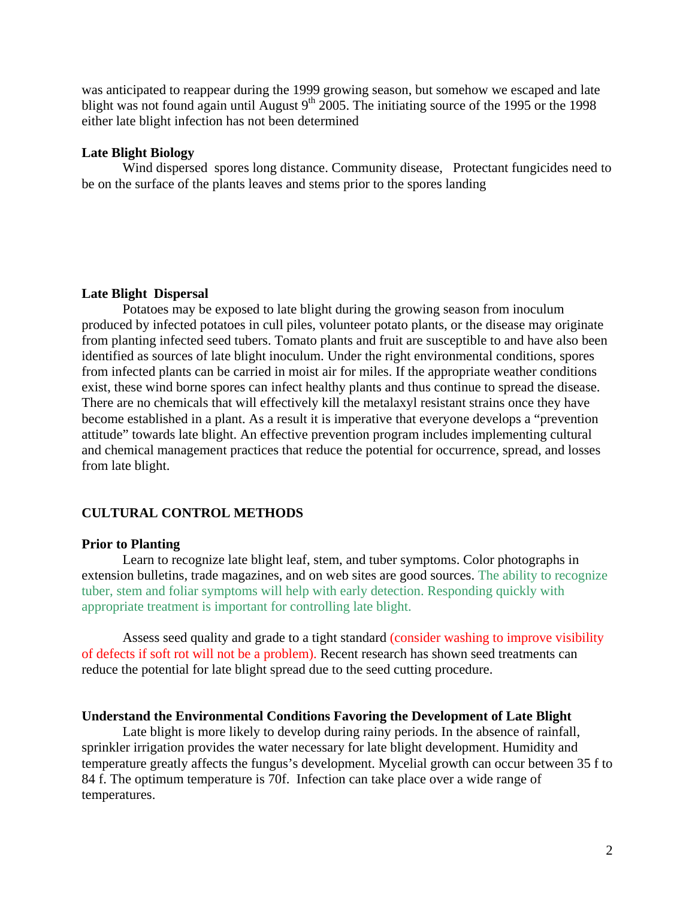was anticipated to reappear during the 1999 growing season, but somehow we escaped and late blight was not found again until August 9th 2005. The initiating source of the 1995 or the 1998 either late blight infection has not been determined

**Late Blight Biology**

Wind dispersed spores long distance. Community disease, Protectant fungicides need to be on the surface of the plants leaves and stems prior to the spores landing

**Late Blight Dispersal**

Potatoes may be exposed to late blight during the growing season from inoculum produced by infected potatoes in cull piles, volunteer potato plants, or the disease may originate from planting infected seed tubers. Tomato plants and fruit are susceptible to and have also been identified as sources of late blight inoculum. Under the right environmental conditions, spores from infected plants can be carried in moist air for miles. If the appropriate weather conditions exist, these wind borne spores can infect healthy plants and thus continue to spread the disease. There are no chemicals that will effectively kill the metalaxyl resistant strains once they have become established in a plant. As a result it is imperative that everyone develops a "prevention attitude" towards late blight. An effective prevention program includes implementing cultural and chemical management practices that reduce the potential for occurrence, spread, and losses from late blight.

## CULTURAL CONTROL METHODS

**Prior to Planting**

Learn to recognize late blight leaf, stem, and tuber symptoms. Color photographs in extension bulletins, trade magazines, and on web sites are good sources. The ability to recognize tuber, stem and foliar symptoms will help with early detection. Responding quickly with appropriate treatment is important for controlling late blight.

Assess seed quality and grade to a tight standard (consider washing to improve visibility of defects if soft rot will not be a problem). Recent research has shown seed treatments can reduce the potential for late blight spread due to the seed cutting procedure.

**Understand the Environmental Conditions Favoring the Development of Late Blight**

Late blight is more likely to develop during rainy periods. In the absence of rainfall, sprinkler irrigation provides the water necessary for late blight development. Humidity and temperature greatly affects the fungus's development. Mycelial growth can occur between 35 f to 84 f. The optimum temperature is 70f. Infection can take place over a wide range of temperatures.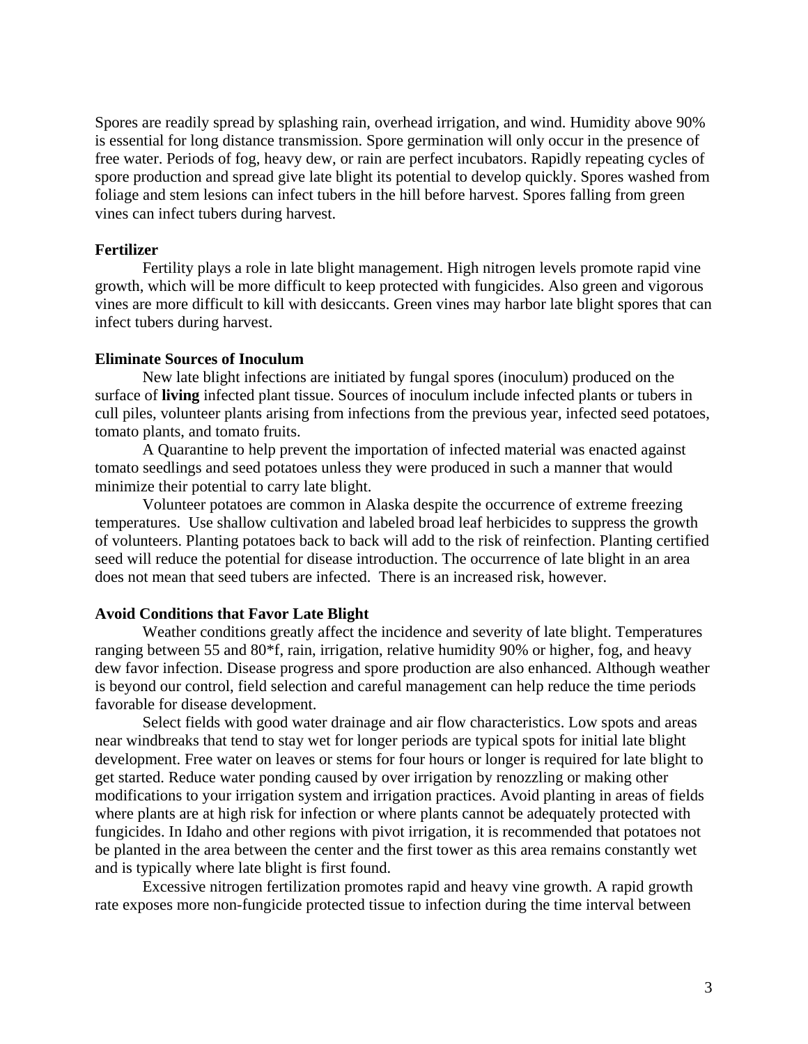Spores are readily spread by splashing rain, overhead irrigation, and wind. Humidity above 90% is essential for long distance transmission. Spore germination will only occur in the presence of free water. Periods of fog, heavy dew, or rain are perfect incubators. Rapidly repeating cycles of spore production and spread give late blight its potential to develop quickly. Spores washed from foliage and stem lesions can infect tubers in the hill before harvest. Spores falling from green vines can infect tubers during harvest.

**Fertilizer**

Fertility plays a role in late blight management. High nitrogen levels promote rapid vine growth, which will be more difficult to keep protected with fungicides. Also green and vigorous vines are more difficult to kill with desiccants. Green vines may harbor late blight spores that can infect tubers during harvest.

**Eliminate Sources of Inoculum**

New late blight infections are initiated by fungal spores (inoculum) produced on the surface of **living** infected plant tissue. Sources of inoculum include infected plants or tubers in cull piles, volunteer plants arising from infections from the previous year, infected seed potatoes, tomato plants, and tomato fruits.

A Quarantine to help prevent the importation of infected material was enacted against tomato seedlings and seed potatoes unless they were produced in such a manner that would minimize their potential to carry late blight.

Volunteer potatoes are common in Alaska despite the occurrence of extreme freezing temperatures. Use shallow cultivation and labeled broad leaf herbicides to suppress the growth of volunteers. Planting potatoes back to back will add to the risk of reinfection. Planting certified seed will reduce the potential for disease introduction. The occurrence of late blight in an area does not mean that seed tubers are infected. There is an increased risk, however.

**Avoid Conditions that Favor Late Blight**

Weather conditions greatly affect the incidence and severity of late blight. Temperatures ranging between 55 and 80*f, rain, irrigation, relative humidity 90% or higher, fog, and heavy dew favor infection. Disease progress and spore production are also enhanced. Although weather is beyond our control, field selection and careful management can help reduce the time periods favorable for disease development.

Select fields with good water drainage and air flow characteristics. Low spots and areas near windbreaks that tend to stay wet for longer periods are typical spots for initial late blight development. Free water on leaves or stems for four hours or longer is required for late blight to get started. Reduce water ponding caused by over irrigation by renozzling or making other modifications to your irrigation system and irrigation practices. Avoid planting in areas of fields where plants are at high risk for infection or where plants cannot be adequately protected with fungicides. In Idaho and other regions with pivot irrigation, it is recommended that potatoes not be planted in the area between the center and the first tower as this area remains constantly wet and is typically where late blight is first found.

Excessive nitrogen fertilization promotes rapid and heavy vine growth. A rapid growth rate exposes more non-fungicide protected tissue to infection during the time interval between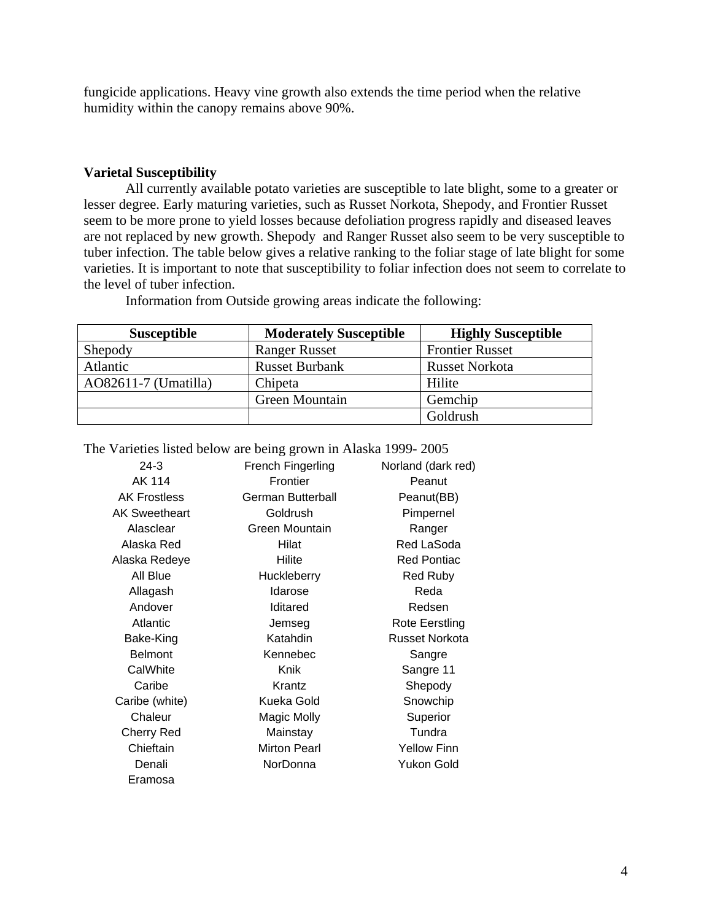fungicide applications. Heavy vine growth also extends the time period when the relative humidity within the canopy remains above 90%.

**Varietal Susceptibility**

All currently available potato varieties are susceptible to late blight, some to a greater or lesser degree. Early maturing varieties, such as Russet Norkota, Shepody, and Frontier Russet seem to be more prone to yield losses because defoliation progress rapidly and diseased leaves are not replaced by new growth. Shepody and Ranger Russet also seem to be very susceptible to tuber infection. The table below gives a relative ranking to the foliar stage of late blight for some varieties. It is important to note that susceptibility to foliar infection does not seem to correlate to the level of tuber infection.

Information from Outside growing areas indicate the following:

| Susceptible | Moderately Susceptible | Highly Susceptible |
| --- | --- | --- |
| Shepody | Ranger Russet | Frontier Russet |
| Atlantic | Russet Burbank | Russet Norkota |
| AO82611-7 (Umatilla) | Chipeta | Hilite |
| | Green Mountain | Gemchip |
| | | Goldrush |

The Varieties listed below are being grown in Alaska 1999- 2005

| | | |
| --- | --- | --- |
| 24-3 | French Fingerling | Norland (dark red) |
| AK 114 | Frontier | Peanut |
| AK Frostless | German Butterball | Peanut(BB) |
| AK Sweetheart | Goldrush | Pimpernel |
| Alasclear | Green Mountain | Ranger |
| Alaska Red | Hilat | Red LaSoda |
| Alaska Redeye | Hilite | Red Pontiac |
| All Blue | Huckleberry | Red Ruby |
| Allagash | Idarose | Reda |
| Andover | Iditared | Redsen |
| Atlantic | Jemseg | Rote Eerstling |
| Bake-King | Katahdin | Russet Norkota |
| Belmont | Kennebec | Sangre |
| CalWhite | Knik | Sangre 11 |
| Caribe | Krantz | Shepody |
| Caribe (white) | Kueka Gold | Snowchip |
| Chaleur | Magic Molly | Superior |
| Cherry Red | Mainstay | Tundra |
| Chieftain | Mirton Pearl | Yellow Finn |
| Denali | NorDonna | Yukon Gold |
| Eramosa | | |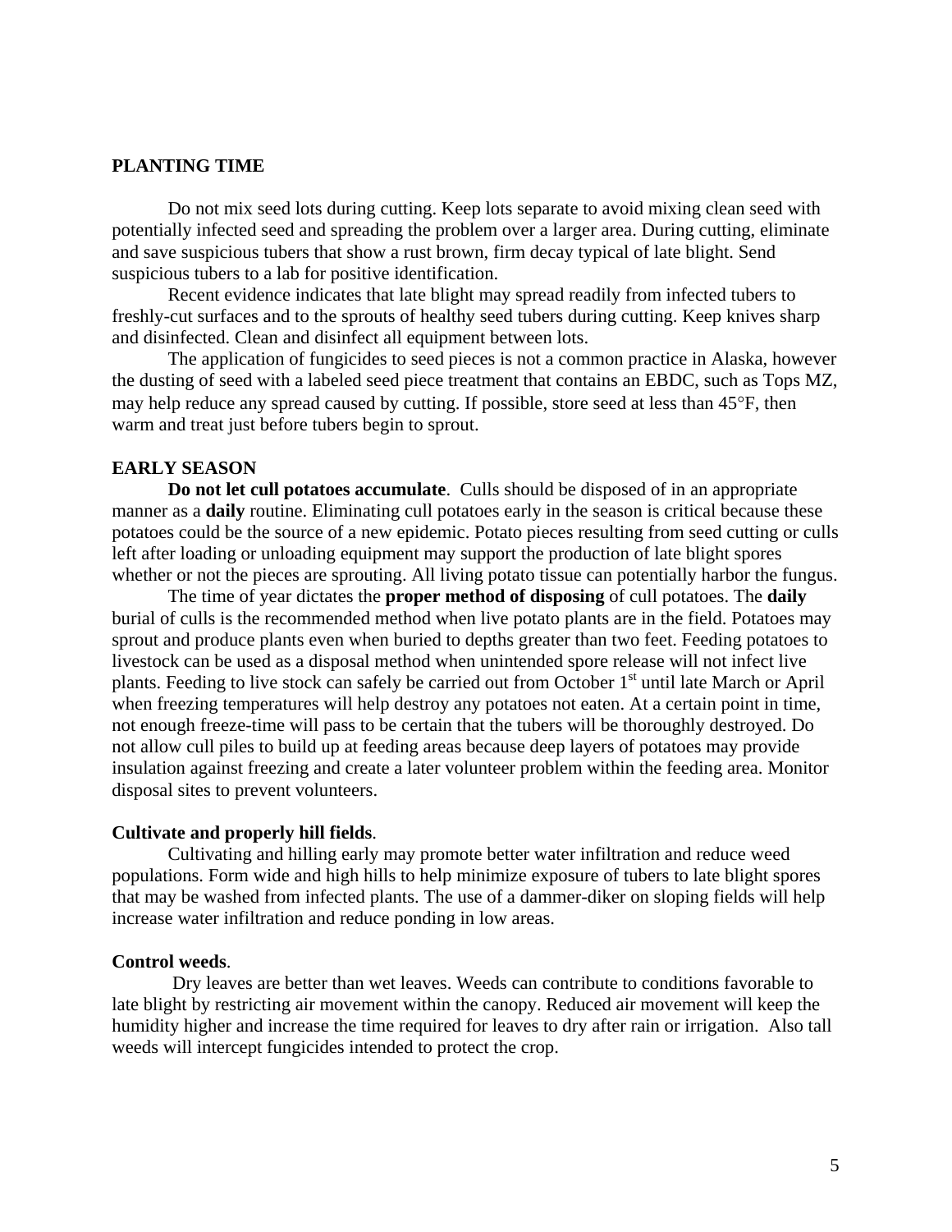## PLANTING TIME

Do not mix seed lots during cutting. Keep lots separate to avoid mixing clean seed with potentially infected seed and spreading the problem over a larger area. During cutting, eliminate and save suspicious tubers that show a rust brown, firm decay typical of late blight. Send suspicious tubers to a lab for positive identification.

Recent evidence indicates that late blight may spread readily from infected tubers to freshly-cut surfaces and to the sprouts of healthy seed tubers during cutting. Keep knives sharp and disinfected. Clean and disinfect all equipment between lots.

The application of fungicides to seed pieces is not a common practice in Alaska, however the dusting of seed with a labeled seed piece treatment that contains an EBDC, such as Tops MZ, may help reduce any spread caused by cutting. If possible, store seed at less than 45°F, then warm and treat just before tubers begin to sprout.

## EARLY SEASON

**Do not let cull potatoes accumulate**. Culls should be disposed of in an appropriate manner as a **daily** routine. Eliminating cull potatoes early in the season is critical because these potatoes could be the source of a new epidemic. Potato pieces resulting from seed cutting or culls left after loading or unloading equipment may support the production of late blight spores whether or not the pieces are sprouting. All living potato tissue can potentially harbor the fungus.

The time of year dictates the **proper method of disposing** of cull potatoes. The **daily** burial of culls is the recommended method when live potato plants are in the field. Potatoes may sprout and produce plants even when buried to depths greater than two feet. Feeding potatoes to livestock can be used as a disposal method when unintended spore release will not infect live plants. Feeding to live stock can safely be carried out from October 1st until late March or April when freezing temperatures will help destroy any potatoes not eaten. At a certain point in time, not enough freeze-time will pass to be certain that the tubers will be thoroughly destroyed. Do not allow cull piles to build up at feeding areas because deep layers of potatoes may provide insulation against freezing and create a later volunteer problem within the feeding area. Monitor disposal sites to prevent volunteers.

### Cultivate and properly hill fields.

Cultivating and hilling early may promote better water infiltration and reduce weed populations. Form wide and high hills to help minimize exposure of tubers to late blight spores that may be washed from infected plants. The use of a dammer-diker on sloping fields will help increase water infiltration and reduce ponding in low areas.

### Control weeds.

Dry leaves are better than wet leaves. Weeds can contribute to conditions favorable to late blight by restricting air movement within the canopy. Reduced air movement will keep the humidity higher and increase the time required for leaves to dry after rain or irrigation. Also tall weeds will intercept fungicides intended to protect the crop.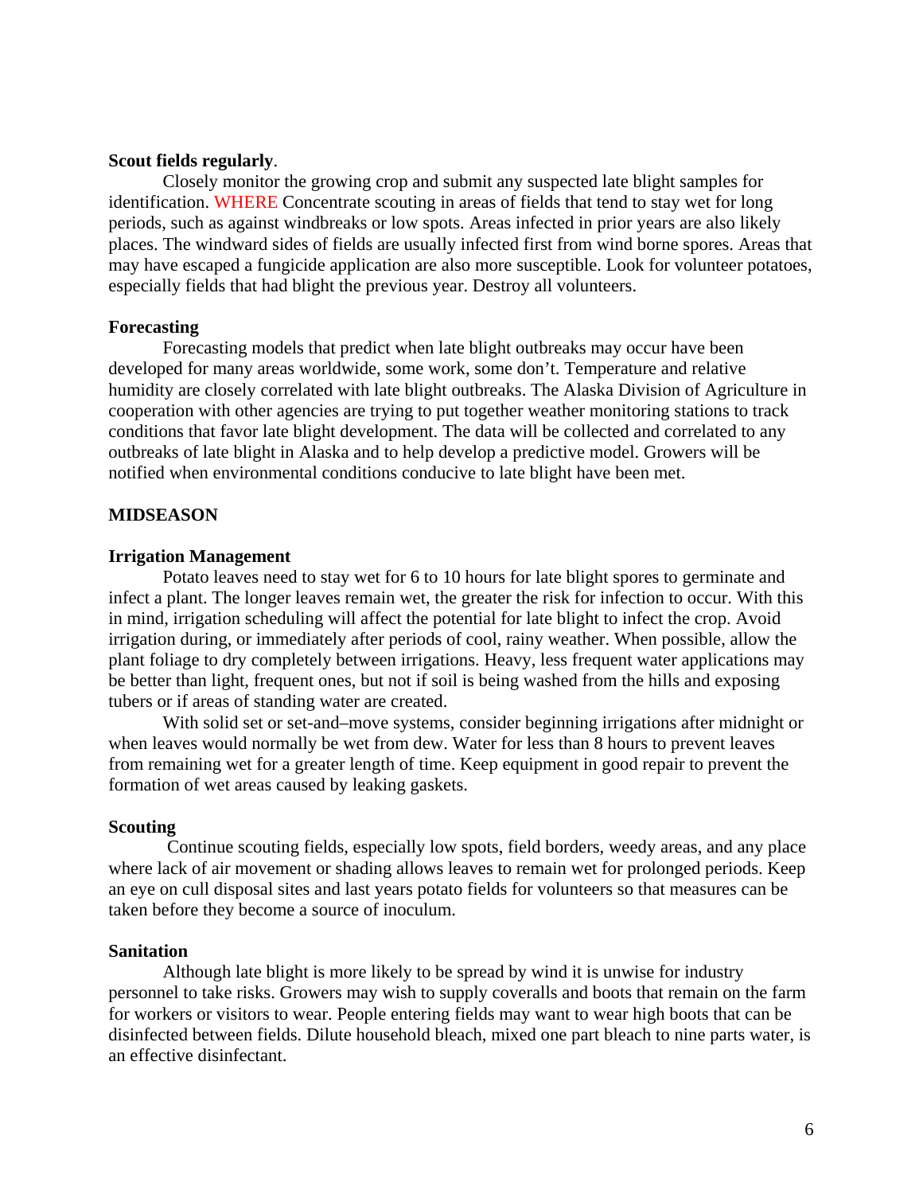**Scout fields regularly**.

Closely monitor the growing crop and submit any suspected late blight samples for identification. WHERE Concentrate scouting in areas of fields that tend to stay wet for long periods, such as against windbreaks or low spots. Areas infected in prior years are also likely places. The windward sides of fields are usually infected first from wind borne spores. Areas that may have escaped a fungicide application are also more susceptible. Look for volunteer potatoes, especially fields that had blight the previous year. Destroy all volunteers.

**Forecasting**

Forecasting models that predict when late blight outbreaks may occur have been developed for many areas worldwide, some work, some don't. Temperature and relative humidity are closely correlated with late blight outbreaks. The Alaska Division of Agriculture in cooperation with other agencies are trying to put together weather monitoring stations to track conditions that favor late blight development. The data will be collected and correlated to any outbreaks of late blight in Alaska and to help develop a predictive model. Growers will be notified when environmental conditions conducive to late blight have been met.

**MIDSEASON**

**Irrigation Management**

Potato leaves need to stay wet for 6 to 10 hours for late blight spores to germinate and infect a plant. The longer leaves remain wet, the greater the risk for infection to occur. With this in mind, irrigation scheduling will affect the potential for late blight to infect the crop. Avoid irrigation during, or immediately after periods of cool, rainy weather. When possible, allow the plant foliage to dry completely between irrigations. Heavy, less frequent water applications may be better than light, frequent ones, but not if soil is being washed from the hills and exposing tubers or if areas of standing water are created.

With solid set or set-and–move systems, consider beginning irrigations after midnight or when leaves would normally be wet from dew. Water for less than 8 hours to prevent leaves from remaining wet for a greater length of time. Keep equipment in good repair to prevent the formation of wet areas caused by leaking gaskets.

**Scouting**

Continue scouting fields, especially low spots, field borders, weedy areas, and any place where lack of air movement or shading allows leaves to remain wet for prolonged periods. Keep an eye on cull disposal sites and last years potato fields for volunteers so that measures can be taken before they become a source of inoculum.

**Sanitation**

Although late blight is more likely to be spread by wind it is unwise for industry personnel to take risks. Growers may wish to supply coveralls and boots that remain on the farm for workers or visitors to wear. People entering fields may want to wear high boots that can be disinfected between fields. Dilute household bleach, mixed one part bleach to nine parts water, is an effective disinfectant.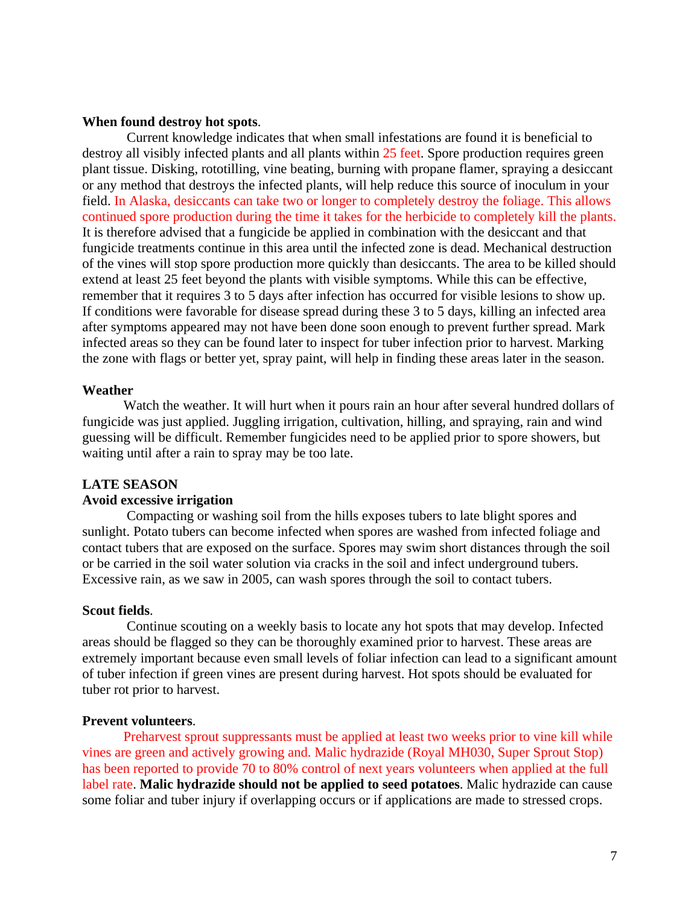**When found destroy hot spots**.

Current knowledge indicates that when small infestations are found it is beneficial to destroy all visibly infected plants and all plants within 25 feet. Spore production requires green plant tissue. Disking, rototilling, vine beating, burning with propane flamer, spraying a desiccant or any method that destroys the infected plants, will help reduce this source of inoculum in your field. In Alaska, desiccants can take two or longer to completely destroy the foliage. This allows continued spore production during the time it takes for the herbicide to completely kill the plants. It is therefore advised that a fungicide be applied in combination with the desiccant and that fungicide treatments continue in this area until the infected zone is dead. Mechanical destruction of the vines will stop spore production more quickly than desiccants. The area to be killed should extend at least 25 feet beyond the plants with visible symptoms. While this can be effective, remember that it requires 3 to 5 days after infection has occurred for visible lesions to show up. If conditions were favorable for disease spread during these 3 to 5 days, killing an infected area after symptoms appeared may not have been done soon enough to prevent further spread. Mark infected areas so they can be found later to inspect for tuber infection prior to harvest. Marking the zone with flags or better yet, spray paint, will help in finding these areas later in the season.

**Weather**

Watch the weather. It will hurt when it pours rain an hour after several hundred dollars of fungicide was just applied. Juggling irrigation, cultivation, hilling, and spraying, rain and wind guessing will be difficult. Remember fungicides need to be applied prior to spore showers, but waiting until after a rain to spray may be too late.

**LATE SEASON**

**Avoid excessive irrigation**

Compacting or washing soil from the hills exposes tubers to late blight spores and sunlight. Potato tubers can become infected when spores are washed from infected foliage and contact tubers that are exposed on the surface. Spores may swim short distances through the soil or be carried in the soil water solution via cracks in the soil and infect underground tubers. Excessive rain, as we saw in 2005, can wash spores through the soil to contact tubers.

**Scout fields**.

Continue scouting on a weekly basis to locate any hot spots that may develop. Infected areas should be flagged so they can be thoroughly examined prior to harvest. These areas are extremely important because even small levels of foliar infection can lead to a significant amount of tuber infection if green vines are present during harvest. Hot spots should be evaluated for tuber rot prior to harvest.

**Prevent volunteers**.

Preharvest sprout suppressants must be applied at least two weeks prior to vine kill while vines are green and actively growing and. Malic hydrazide (Royal MH030, Super Sprout Stop) has been reported to provide 70 to 80% control of next years volunteers when applied at the full label rate. **Malic hydrazide should not be applied to seed potatoes**. Malic hydrazide can cause some foliar and tuber injury if overlapping occurs or if applications are made to stressed crops.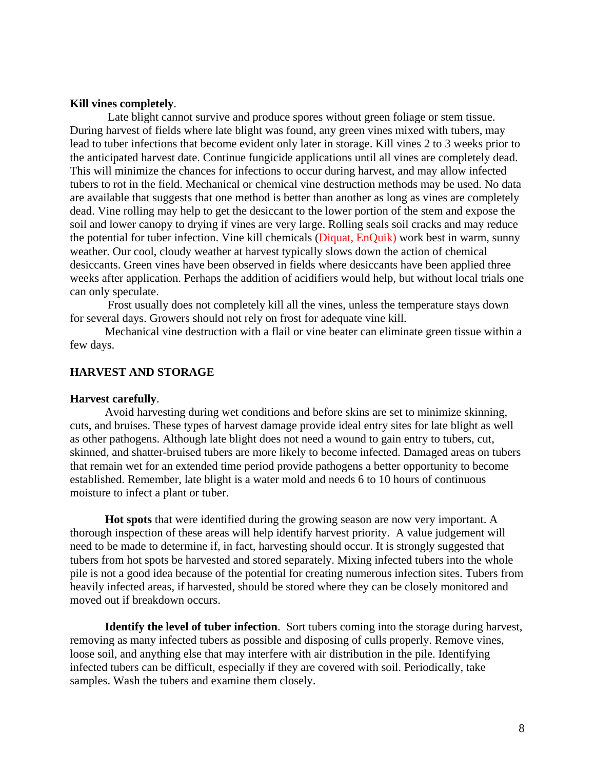**Kill vines completely**.

Late blight cannot survive and produce spores without green foliage or stem tissue. During harvest of fields where late blight was found, any green vines mixed with tubers, may lead to tuber infections that become evident only later in storage. Kill vines 2 to 3 weeks prior to the anticipated harvest date. Continue fungicide applications until all vines are completely dead. This will minimize the chances for infections to occur during harvest, and may allow infected tubers to rot in the field. Mechanical or chemical vine destruction methods may be used. No data are available that suggests that one method is better than another as long as vines are completely dead. Vine rolling may help to get the desiccant to the lower portion of the stem and expose the soil and lower canopy to drying if vines are very large. Rolling seals soil cracks and may reduce the potential for tuber infection. Vine kill chemicals (Diquat, EnQuik) work best in warm, sunny weather. Our cool, cloudy weather at harvest typically slows down the action of chemical desiccants. Green vines have been observed in fields where desiccants have been applied three weeks after application. Perhaps the addition of acidifiers would help, but without local trials one can only speculate.

Frost usually does not completely kill all the vines, unless the temperature stays down for several days. Growers should not rely on frost for adequate vine kill.

Mechanical vine destruction with a flail or vine beater can eliminate green tissue within a few days.

## HARVEST AND STORAGE

**Harvest carefully**.

Avoid harvesting during wet conditions and before skins are set to minimize skinning, cuts, and bruises. These types of harvest damage provide ideal entry sites for late blight as well as other pathogens. Although late blight does not need a wound to gain entry to tubers, cut, skinned, and shatter-bruised tubers are more likely to become infected. Damaged areas on tubers that remain wet for an extended time period provide pathogens a better opportunity to become established. Remember, late blight is a water mold and needs 6 to 10 hours of continuous moisture to infect a plant or tuber.

**Hot spots** that were identified during the growing season are now very important. A thorough inspection of these areas will help identify harvest priority. A value judgement will need to be made to determine if, in fact, harvesting should occur. It is strongly suggested that tubers from hot spots be harvested and stored separately. Mixing infected tubers into the whole pile is not a good idea because of the potential for creating numerous infection sites. Tubers from heavily infected areas, if harvested, should be stored where they can be closely monitored and moved out if breakdown occurs.

**Identify the level of tuber infection**. Sort tubers coming into the storage during harvest, removing as many infected tubers as possible and disposing of culls properly. Remove vines, loose soil, and anything else that may interfere with air distribution in the pile. Identifying infected tubers can be difficult, especially if they are covered with soil. Periodically, take samples. Wash the tubers and examine them closely.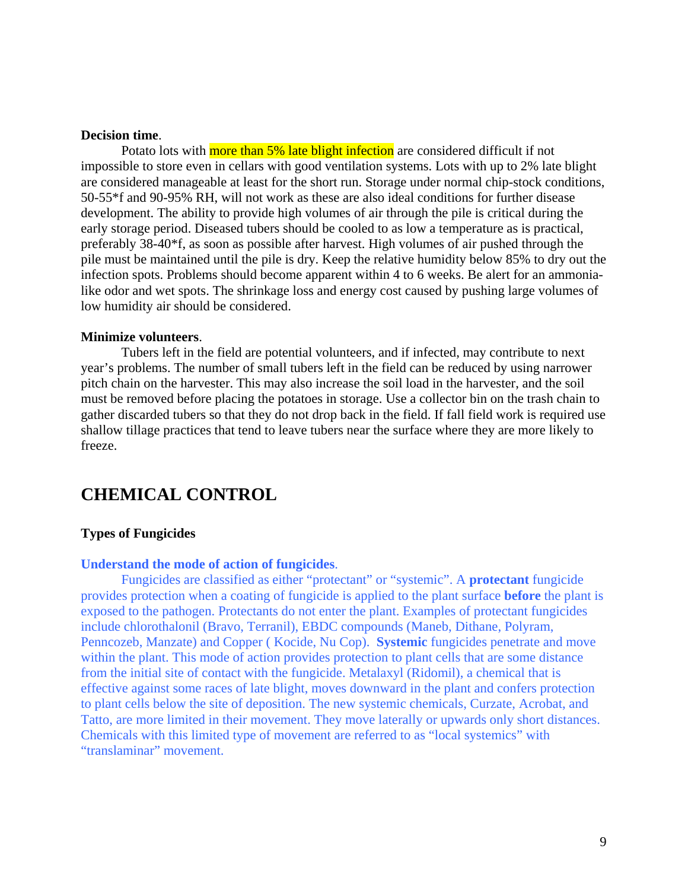**Decision time**.

Potato lots with more than 5% late blight infection are considered difficult if not impossible to store even in cellars with good ventilation systems. Lots with up to 2% late blight are considered manageable at least for the short run. Storage under normal chip-stock conditions, 50-55*f and 90-95% RH, will not work as these are also ideal conditions for further disease development. The ability to provide high volumes of air through the pile is critical during the early storage period. Diseased tubers should be cooled to as low a temperature as is practical, preferably 38-40*f, as soon as possible after harvest. High volumes of air pushed through the pile must be maintained until the pile is dry. Keep the relative humidity below 85% to dry out the infection spots. Problems should become apparent within 4 to 6 weeks. Be alert for an ammonia-like odor and wet spots. The shrinkage loss and energy cost caused by pushing large volumes of low humidity air should be considered.

**Minimize volunteers**.

Tubers left in the field are potential volunteers, and if infected, may contribute to next year's problems. The number of small tubers left in the field can be reduced by using narrower pitch chain on the harvester. This may also increase the soil load in the harvester, and the soil must be removed before placing the potatoes in storage. Use a collector bin on the trash chain to gather discarded tubers so that they do not drop back in the field. If fall field work is required use shallow tillage practices that tend to leave tubers near the surface where they are more likely to freeze.

# CHEMICAL CONTROL

### Types of Fungicides

**Understand the mode of action of fungicides**.

Fungicides are classified as either "protectant" or "systemic". A **protectant** fungicide provides protection when a coating of fungicide is applied to the plant surface **before** the plant is exposed to the pathogen. Protectants do not enter the plant. Examples of protectant fungicides include chlorothalonil (Bravo, Terranil), EBDC compounds (Maneb, Dithane, Polyram, Penncozeb, Manzate) and Copper ( Kocide, Nu Cop). **Systemic** fungicides penetrate and move within the plant. This mode of action provides protection to plant cells that are some distance from the initial site of contact with the fungicide. Metalaxyl (Ridomil), a chemical that is effective against some races of late blight, moves downward in the plant and confers protection to plant cells below the site of deposition. The new systemic chemicals, Curzate, Acrobat, and Tatto, are more limited in their movement. They move laterally or upwards only short distances. Chemicals with this limited type of movement are referred to as "local systemics" with "translaminar" movement.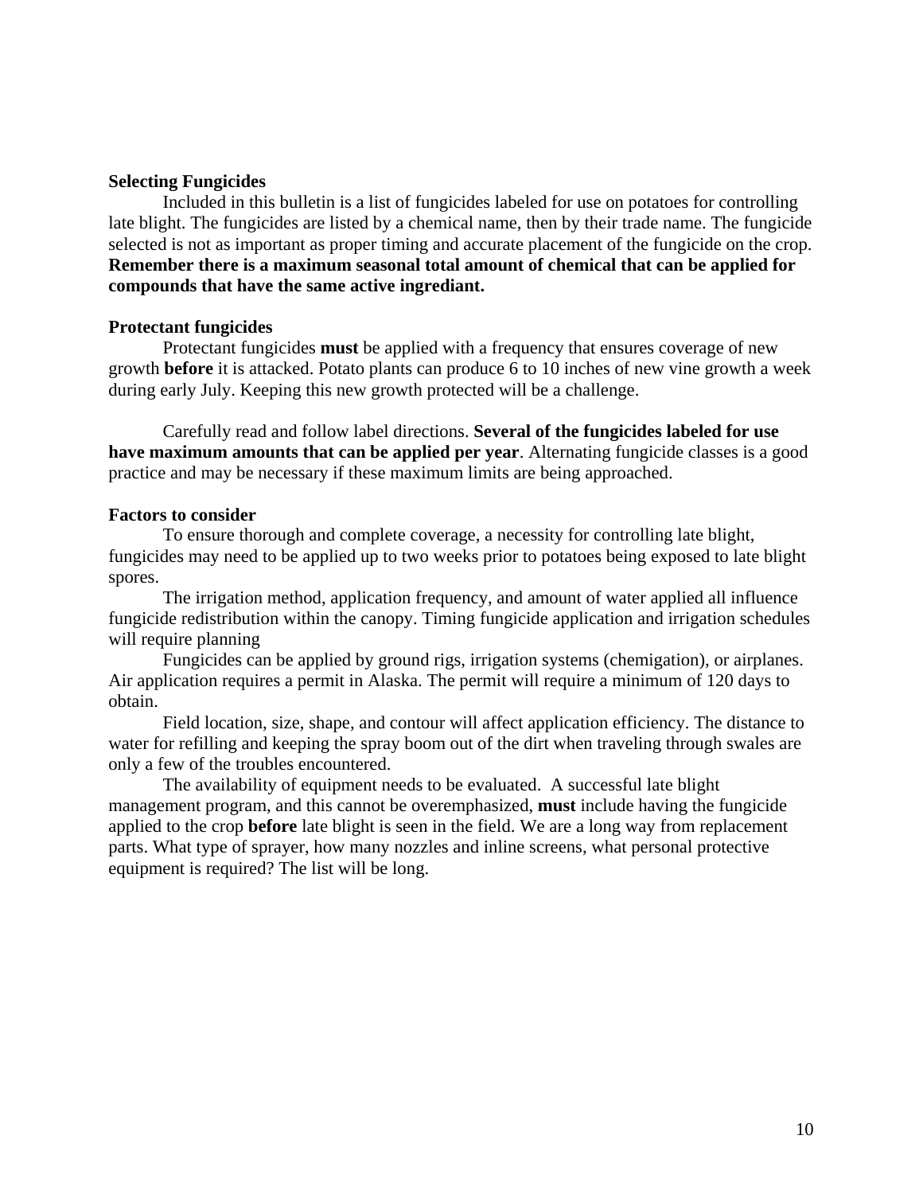**Selecting Fungicides**

Included in this bulletin is a list of fungicides labeled for use on potatoes for controlling late blight. The fungicides are listed by a chemical name, then by their trade name. The fungicide selected is not as important as proper timing and accurate placement of the fungicide on the crop. **Remember there is a maximum seasonal total amount of chemical that can be applied for compounds that have the same active ingrediant.**

**Protectant fungicides**

Protectant fungicides **must** be applied with a frequency that ensures coverage of new growth **before** it is attacked. Potato plants can produce 6 to 10 inches of new vine growth a week during early July. Keeping this new growth protected will be a challenge.

Carefully read and follow label directions. **Several of the fungicides labeled for use have maximum amounts that can be applied per year**. Alternating fungicide classes is a good practice and may be necessary if these maximum limits are being approached.

**Factors to consider**

To ensure thorough and complete coverage, a necessity for controlling late blight, fungicides may need to be applied up to two weeks prior to potatoes being exposed to late blight spores.

The irrigation method, application frequency, and amount of water applied all influence fungicide redistribution within the canopy. Timing fungicide application and irrigation schedules will require planning

Fungicides can be applied by ground rigs, irrigation systems (chemigation), or airplanes. Air application requires a permit in Alaska. The permit will require a minimum of 120 days to obtain.

Field location, size, shape, and contour will affect application efficiency. The distance to water for refilling and keeping the spray boom out of the dirt when traveling through swales are only a few of the troubles encountered.

The availability of equipment needs to be evaluated. A successful late blight management program, and this cannot be overemphasized, **must** include having the fungicide applied to the crop **before** late blight is seen in the field. We are a long way from replacement parts. What type of sprayer, how many nozzles and inline screens, what personal protective equipment is required? The list will be long.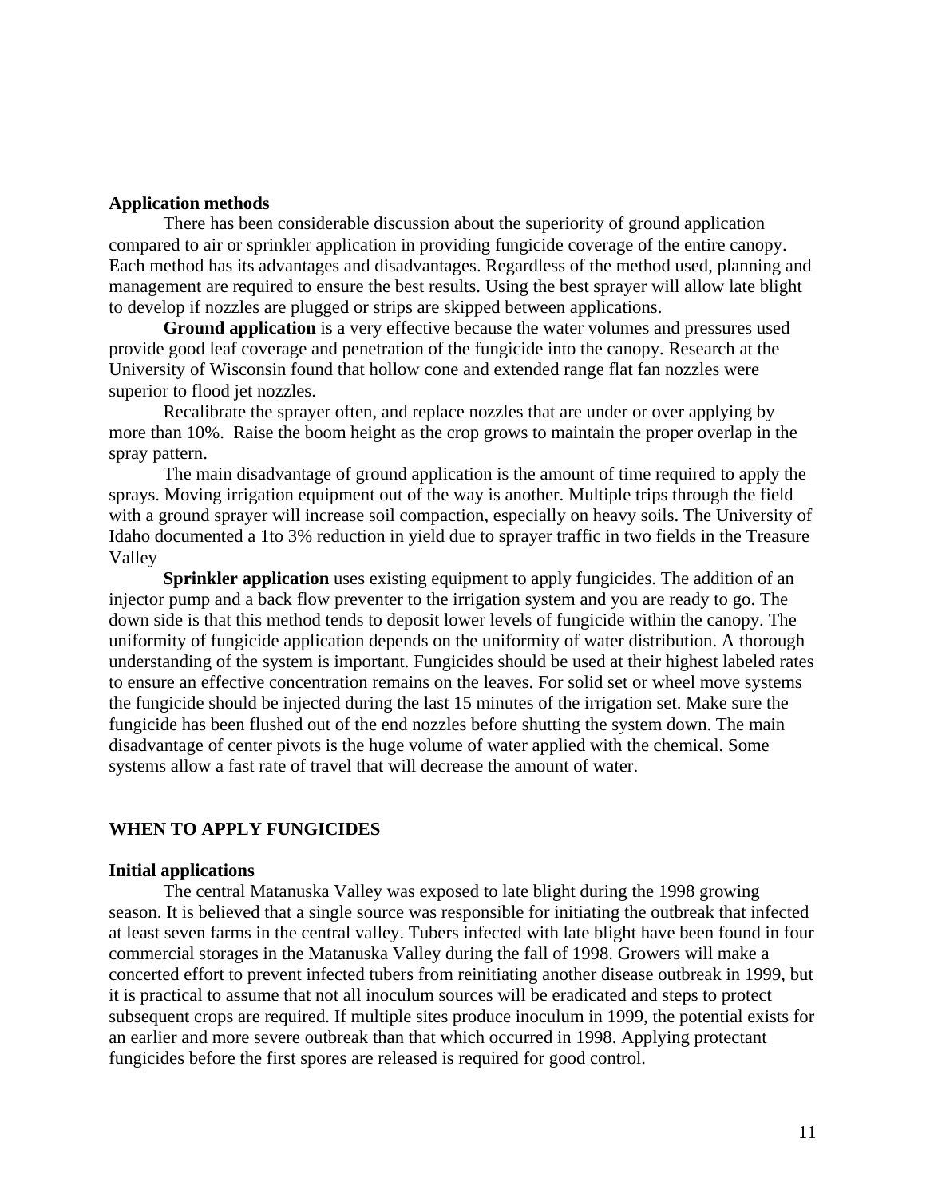**Application methods**

There has been considerable discussion about the superiority of ground application compared to air or sprinkler application in providing fungicide coverage of the entire canopy. Each method has its advantages and disadvantages. Regardless of the method used, planning and management are required to ensure the best results. Using the best sprayer will allow late blight to develop if nozzles are plugged or strips are skipped between applications.

**Ground application** is a very effective because the water volumes and pressures used provide good leaf coverage and penetration of the fungicide into the canopy. Research at the University of Wisconsin found that hollow cone and extended range flat fan nozzles were superior to flood jet nozzles.

Recalibrate the sprayer often, and replace nozzles that are under or over applying by more than 10%. Raise the boom height as the crop grows to maintain the proper overlap in the spray pattern.

The main disadvantage of ground application is the amount of time required to apply the sprays. Moving irrigation equipment out of the way is another. Multiple trips through the field with a ground sprayer will increase soil compaction, especially on heavy soils. The University of Idaho documented a 1to 3% reduction in yield due to sprayer traffic in two fields in the Treasure Valley

**Sprinkler application** uses existing equipment to apply fungicides. The addition of an injector pump and a back flow preventer to the irrigation system and you are ready to go. The down side is that this method tends to deposit lower levels of fungicide within the canopy. The uniformity of fungicide application depends on the uniformity of water distribution. A thorough understanding of the system is important. Fungicides should be used at their highest labeled rates to ensure an effective concentration remains on the leaves. For solid set or wheel move systems the fungicide should be injected during the last 15 minutes of the irrigation set. Make sure the fungicide has been flushed out of the end nozzles before shutting the system down. The main disadvantage of center pivots is the huge volume of water applied with the chemical. Some systems allow a fast rate of travel that will decrease the amount of water.

## WHEN TO APPLY FUNGICIDES

**Initial applications**

The central Matanuska Valley was exposed to late blight during the 1998 growing season. It is believed that a single source was responsible for initiating the outbreak that infected at least seven farms in the central valley. Tubers infected with late blight have been found in four commercial storages in the Matanuska Valley during the fall of 1998. Growers will make a concerted effort to prevent infected tubers from reinitiating another disease outbreak in 1999, but it is practical to assume that not all inoculum sources will be eradicated and steps to protect subsequent crops are required. If multiple sites produce inoculum in 1999, the potential exists for an earlier and more severe outbreak than that which occurred in 1998. Applying protectant fungicides before the first spores are released is required for good control.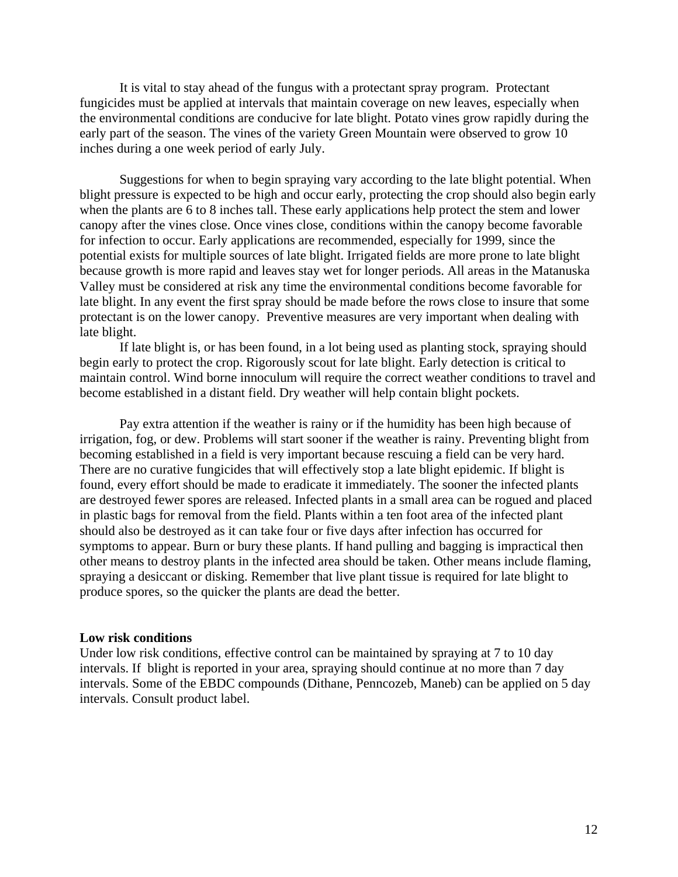It is vital to stay ahead of the fungus with a protectant spray program. Protectant fungicides must be applied at intervals that maintain coverage on new leaves, especially when the environmental conditions are conducive for late blight. Potato vines grow rapidly during the early part of the season. The vines of the variety Green Mountain were observed to grow 10 inches during a one week period of early July.

Suggestions for when to begin spraying vary according to the late blight potential. When blight pressure is expected to be high and occur early, protecting the crop should also begin early when the plants are 6 to 8 inches tall. These early applications help protect the stem and lower canopy after the vines close. Once vines close, conditions within the canopy become favorable for infection to occur. Early applications are recommended, especially for 1999, since the potential exists for multiple sources of late blight. Irrigated fields are more prone to late blight because growth is more rapid and leaves stay wet for longer periods. All areas in the Matanuska Valley must be considered at risk any time the environmental conditions become favorable for late blight. In any event the first spray should be made before the rows close to insure that some protectant is on the lower canopy. Preventive measures are very important when dealing with late blight.

If late blight is, or has been found, in a lot being used as planting stock, spraying should begin early to protect the crop. Rigorously scout for late blight. Early detection is critical to maintain control. Wind borne innoculum will require the correct weather conditions to travel and become established in a distant field. Dry weather will help contain blight pockets.

Pay extra attention if the weather is rainy or if the humidity has been high because of irrigation, fog, or dew. Problems will start sooner if the weather is rainy. Preventing blight from becoming established in a field is very important because rescuing a field can be very hard. There are no curative fungicides that will effectively stop a late blight epidemic. If blight is found, every effort should be made to eradicate it immediately. The sooner the infected plants are destroyed fewer spores are released. Infected plants in a small area can be rogued and placed in plastic bags for removal from the field. Plants within a ten foot area of the infected plant should also be destroyed as it can take four or five days after infection has occurred for symptoms to appear. Burn or bury these plants. If hand pulling and bagging is impractical then other means to destroy plants in the infected area should be taken. Other means include flaming, spraying a desiccant or disking. Remember that live plant tissue is required for late blight to produce spores, so the quicker the plants are dead the better.

**Low risk conditions**

Under low risk conditions, effective control can be maintained by spraying at 7 to 10 day intervals. If blight is reported in your area, spraying should continue at no more than 7 day intervals. Some of the EBDC compounds (Dithane, Penncozeb, Maneb) can be applied on 5 day intervals. Consult product label.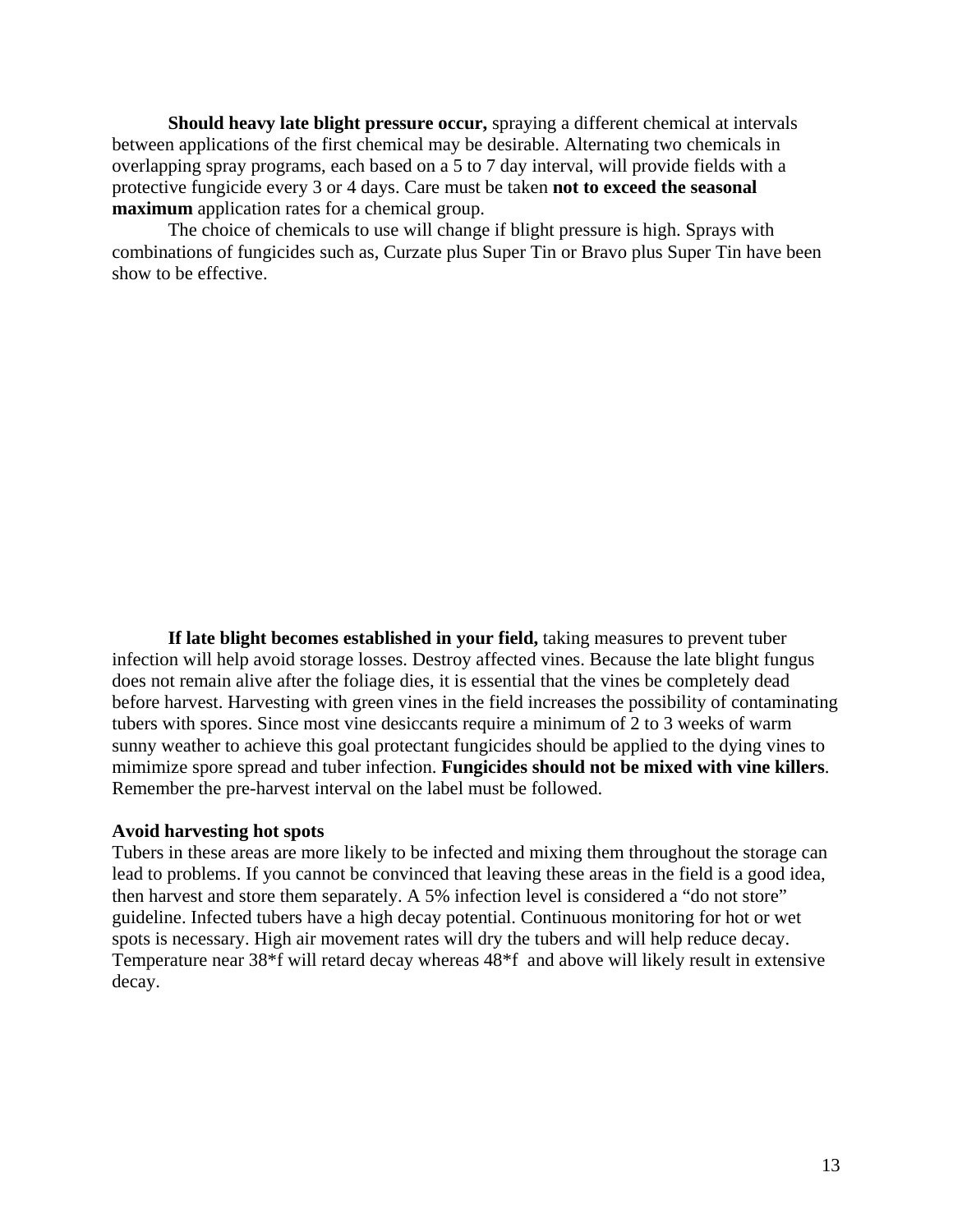**Should heavy late blight pressure occur,** spraying a different chemical at intervals between applications of the first chemical may be desirable. Alternating two chemicals in overlapping spray programs, each based on a 5 to 7 day interval, will provide fields with a protective fungicide every 3 or 4 days. Care must be taken **not to exceed the seasonal maximum** application rates for a chemical group.

The choice of chemicals to use will change if blight pressure is high. Sprays with combinations of fungicides such as, Curzate plus Super Tin or Bravo plus Super Tin have been show to be effective.

**If late blight becomes established in your field,** taking measures to prevent tuber infection will help avoid storage losses. Destroy affected vines. Because the late blight fungus does not remain alive after the foliage dies, it is essential that the vines be completely dead before harvest. Harvesting with green vines in the field increases the possibility of contaminating tubers with spores. Since most vine desiccants require a minimum of 2 to 3 weeks of warm sunny weather to achieve this goal protectant fungicides should be applied to the dying vines to mimimize spore spread and tuber infection. **Fungicides should not be mixed with vine killers**. Remember the pre-harvest interval on the label must be followed.

**Avoid harvesting hot spots**

Tubers in these areas are more likely to be infected and mixing them throughout the storage can lead to problems. If you cannot be convinced that leaving these areas in the field is a good idea, then harvest and store them separately. A 5% infection level is considered a "do not store" guideline. Infected tubers have a high decay potential. Continuous monitoring for hot or wet spots is necessary. High air movement rates will dry the tubers and will help reduce decay. Temperature near 38*f will retard decay whereas 48*f and above will likely result in extensive decay.